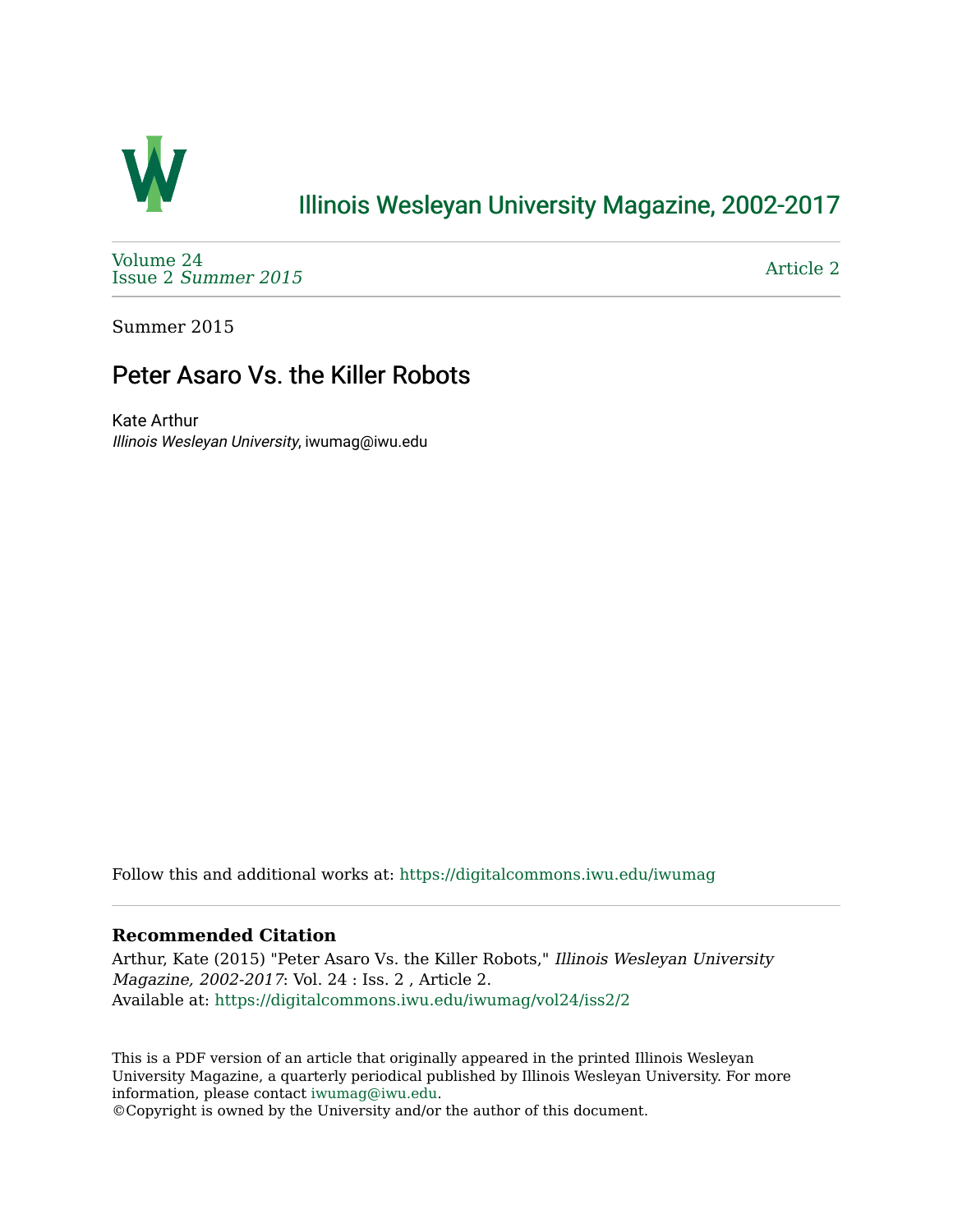# Illinois Wesleyan University Magazine, 2002-2017

Volume 24
Issue 2 *Summer 2015*

Article 2

Summer 2015

## Peter Asaro Vs. the Killer Robots

Kate Arthur
*Illinois Wesleyan University*, iwumag@iwu.edu

Follow this and additional works at: https://digitalcommons.iwu.edu/iwumag

**Recommended Citation**

Arthur, Kate (2015) "Peter Asaro Vs. the Killer Robots," *Illinois Wesleyan University Magazine, 2002-2017*: Vol. 24 : Iss. 2 , Article 2.
Available at: https://digitalcommons.iwu.edu/iwumag/vol24/iss2/2

This is a PDF version of an article that originally appeared in the printed Illinois Wesleyan University Magazine, a quarterly periodical published by Illinois Wesleyan University. For more information, please contact iwumag@iwu.edu.
©Copyright is owned by the University and/or the author of this document.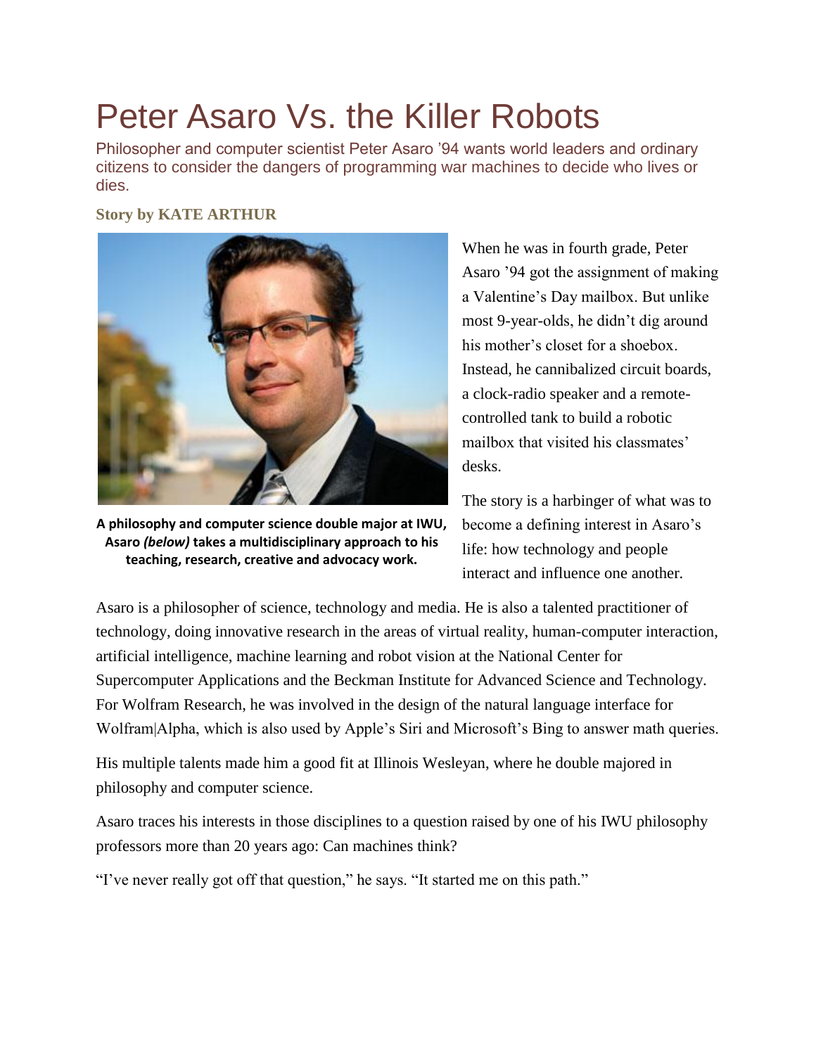# Peter Asaro Vs. the Killer Robots

Philosopher and computer scientist Peter Asaro '94 wants world leaders and ordinary citizens to consider the dangers of programming war machines to decide who lives or dies.

**Story by KATE ARTHUR**

**A philosophy and computer science double major at IWU, Asaro *(below)* takes a multidisciplinary approach to his teaching, research, creative and advocacy work.**

When he was in fourth grade, Peter Asaro '94 got the assignment of making a Valentine's Day mailbox. But unlike most 9-year-olds, he didn't dig around his mother's closet for a shoebox. Instead, he cannibalized circuit boards, a clock-radio speaker and a remote-controlled tank to build a robotic mailbox that visited his classmates' desks.

The story is a harbinger of what was to become a defining interest in Asaro's life: how technology and people interact and influence one another.

Asaro is a philosopher of science, technology and media. He is also a talented practitioner of technology, doing innovative research in the areas of virtual reality, human-computer interaction, artificial intelligence, machine learning and robot vision at the National Center for Supercomputer Applications and the Beckman Institute for Advanced Science and Technology. For Wolfram Research, he was involved in the design of the natural language interface for Wolfram|Alpha, which is also used by Apple's Siri and Microsoft's Bing to answer math queries.

His multiple talents made him a good fit at Illinois Wesleyan, where he double majored in philosophy and computer science.

Asaro traces his interests in those disciplines to a question raised by one of his IWU philosophy professors more than 20 years ago: Can machines think?

"I've never really got off that question," he says. "It started me on this path."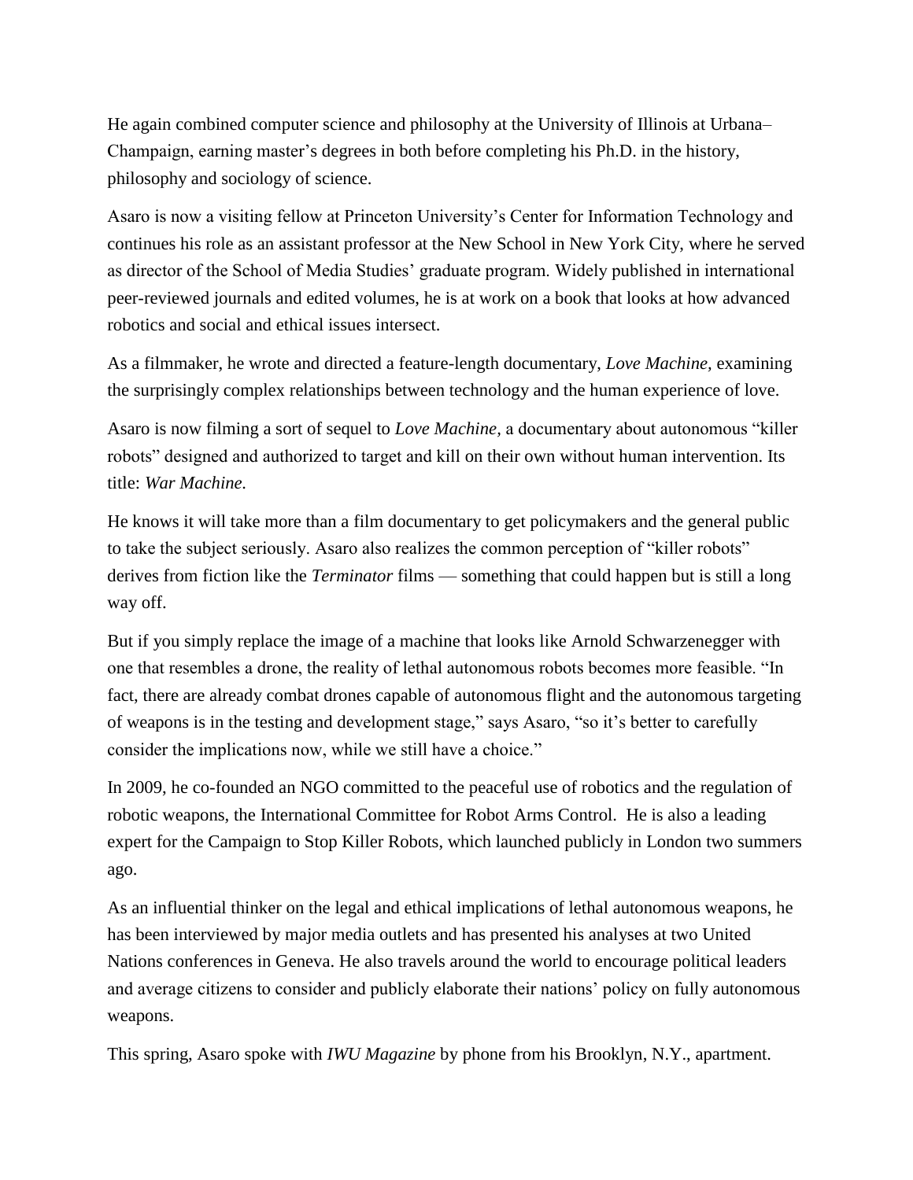He again combined computer science and philosophy at the University of Illinois at Urbana–Champaign, earning master's degrees in both before completing his Ph.D. in the history, philosophy and sociology of science.

Asaro is now a visiting fellow at Princeton University's Center for Information Technology and continues his role as an assistant professor at the New School in New York City, where he served as director of the School of Media Studies' graduate program. Widely published in international peer-reviewed journals and edited volumes, he is at work on a book that looks at how advanced robotics and social and ethical issues intersect.

As a filmmaker, he wrote and directed a feature-length documentary, *Love Machine,* examining the surprisingly complex relationships between technology and the human experience of love.

Asaro is now filming a sort of sequel to *Love Machine*, a documentary about autonomous "killer robots" designed and authorized to target and kill on their own without human intervention. Its title: *War Machine.*

He knows it will take more than a film documentary to get policymakers and the general public to take the subject seriously. Asaro also realizes the common perception of "killer robots" derives from fiction like the *Terminator* films — something that could happen but is still a long way off.

But if you simply replace the image of a machine that looks like Arnold Schwarzenegger with one that resembles a drone, the reality of lethal autonomous robots becomes more feasible. "In fact, there are already combat drones capable of autonomous flight and the autonomous targeting of weapons is in the testing and development stage," says Asaro, "so it's better to carefully consider the implications now, while we still have a choice."

In 2009, he co-founded an NGO committed to the peaceful use of robotics and the regulation of robotic weapons, the International Committee for Robot Arms Control. He is also a leading expert for the Campaign to Stop Killer Robots, which launched publicly in London two summers ago.

As an influential thinker on the legal and ethical implications of lethal autonomous weapons, he has been interviewed by major media outlets and has presented his analyses at two United Nations conferences in Geneva. He also travels around the world to encourage political leaders and average citizens to consider and publicly elaborate their nations' policy on fully autonomous weapons.

This spring, Asaro spoke with *IWU Magazine* by phone from his Brooklyn, N.Y., apartment.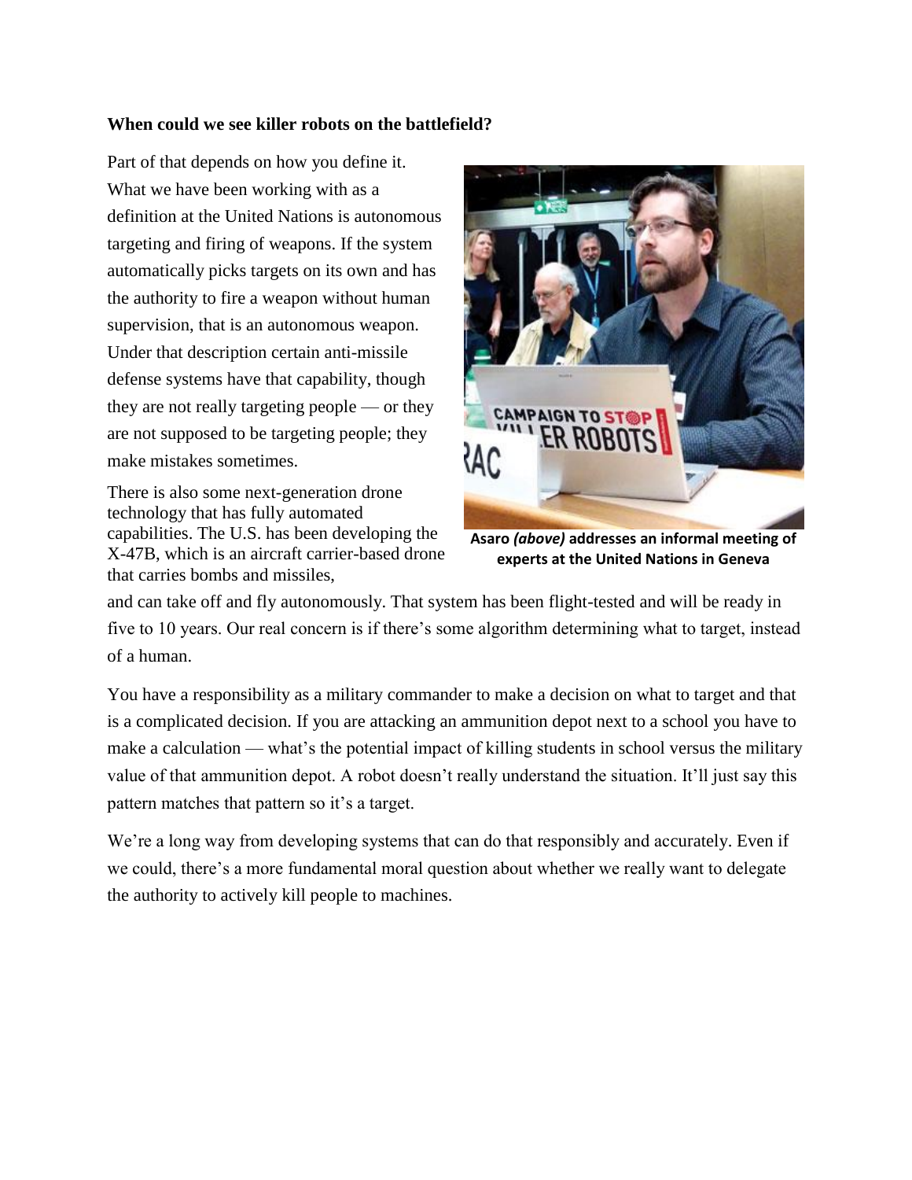**When could we see killer robots on the battlefield?**

Part of that depends on how you define it. What we have been working with as a definition at the United Nations is autonomous targeting and firing of weapons. If the system automatically picks targets on its own and has the authority to fire a weapon without human supervision, that is an autonomous weapon. Under that description certain anti-missile defense systems have that capability, though they are not really targeting people — or they are not supposed to be targeting people; they make mistakes sometimes.

There is also some next-generation drone technology that has fully automated capabilities. The U.S. has been developing the X-47B, which is an aircraft carrier-based drone that carries bombs and missiles, and can take off and fly autonomously. That system has been flight-tested and will be ready in five to 10 years. Our real concern is if there's some algorithm determining what to target, instead of a human.

**Asaro *(above)* addresses an informal meeting of experts at the United Nations in Geneva**

You have a responsibility as a military commander to make a decision on what to target and that is a complicated decision. If you are attacking an ammunition depot next to a school you have to make a calculation — what's the potential impact of killing students in school versus the military value of that ammunition depot. A robot doesn't really understand the situation. It'll just say this pattern matches that pattern so it's a target.

We're a long way from developing systems that can do that responsibly and accurately. Even if we could, there's a more fundamental moral question about whether we really want to delegate the authority to actively kill people to machines.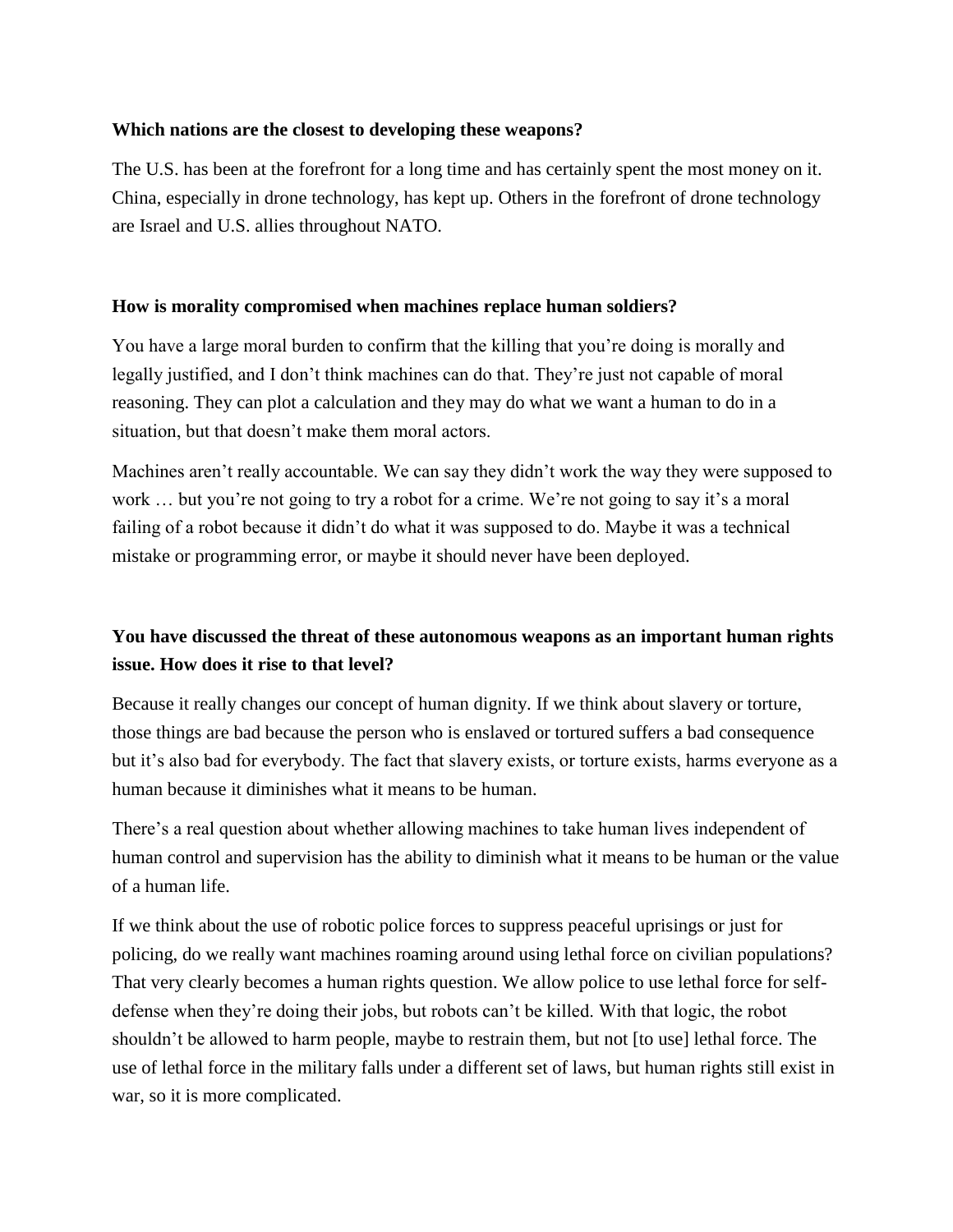**Which nations are the closest to developing these weapons?**

The U.S. has been at the forefront for a long time and has certainly spent the most money on it. China, especially in drone technology, has kept up. Others in the forefront of drone technology are Israel and U.S. allies throughout NATO.

**How is morality compromised when machines replace human soldiers?**

You have a large moral burden to confirm that the killing that you're doing is morally and legally justified, and I don't think machines can do that. They're just not capable of moral reasoning. They can plot a calculation and they may do what we want a human to do in a situation, but that doesn't make them moral actors.

Machines aren't really accountable. We can say they didn't work the way they were supposed to work … but you're not going to try a robot for a crime. We're not going to say it's a moral failing of a robot because it didn't do what it was supposed to do. Maybe it was a technical mistake or programming error, or maybe it should never have been deployed.

**You have discussed the threat of these autonomous weapons as an important human rights issue. How does it rise to that level?**

Because it really changes our concept of human dignity. If we think about slavery or torture, those things are bad because the person who is enslaved or tortured suffers a bad consequence but it's also bad for everybody. The fact that slavery exists, or torture exists, harms everyone as a human because it diminishes what it means to be human.

There's a real question about whether allowing machines to take human lives independent of human control and supervision has the ability to diminish what it means to be human or the value of a human life.

If we think about the use of robotic police forces to suppress peaceful uprisings or just for policing, do we really want machines roaming around using lethal force on civilian populations? That very clearly becomes a human rights question. We allow police to use lethal force for self-defense when they're doing their jobs, but robots can't be killed. With that logic, the robot shouldn't be allowed to harm people, maybe to restrain them, but not [to use] lethal force. The use of lethal force in the military falls under a different set of laws, but human rights still exist in war, so it is more complicated.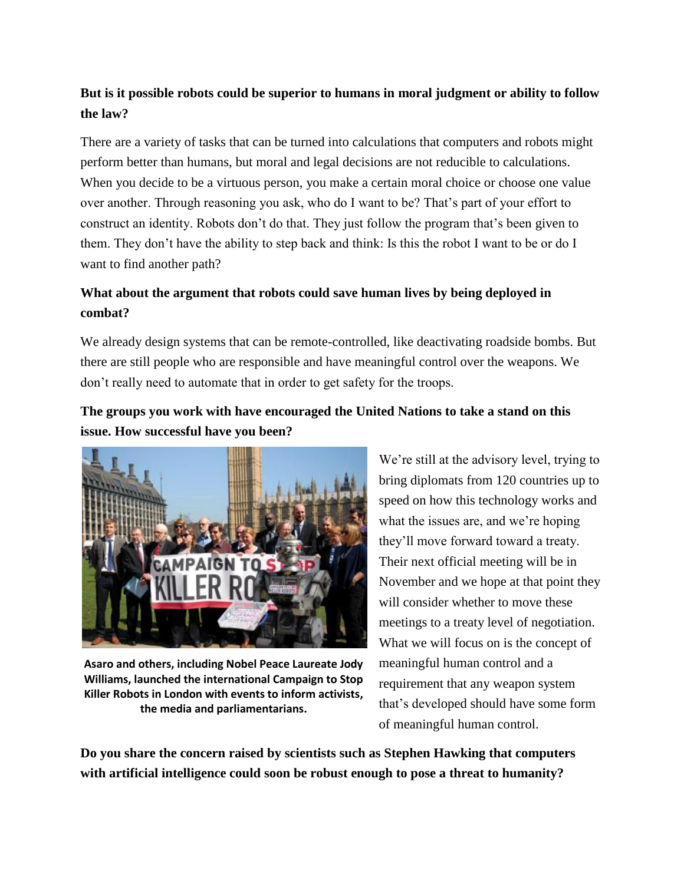**But is it possible robots could be superior to humans in moral judgment or ability to follow the law?**

There are a variety of tasks that can be turned into calculations that computers and robots might perform better than humans, but moral and legal decisions are not reducible to calculations. When you decide to be a virtuous person, you make a certain moral choice or choose one value over another. Through reasoning you ask, who do I want to be? That's part of your effort to construct an identity. Robots don't do that. They just follow the program that's been given to them. They don't have the ability to step back and think: Is this the robot I want to be or do I want to find another path?

**What about the argument that robots could save human lives by being deployed in combat?**

We already design systems that can be remote-controlled, like deactivating roadside bombs. But there are still people who are responsible and have meaningful control over the weapons. We don't really need to automate that in order to get safety for the troops.

**The groups you work with have encouraged the United Nations to take a stand on this issue. How successful have you been?**

**Asaro and others, including Nobel Peace Laureate Jody Williams, launched the international Campaign to Stop Killer Robots in London with events to inform activists, the media and parliamentarians.**

We're still at the advisory level, trying to bring diplomats from 120 countries up to speed on how this technology works and what the issues are, and we're hoping they'll move forward toward a treaty. Their next official meeting will be in November and we hope at that point they will consider whether to move these meetings to a treaty level of negotiation. What we will focus on is the concept of meaningful human control and a requirement that any weapon system that's developed should have some form of meaningful human control.

**Do you share the concern raised by scientists such as Stephen Hawking that computers with artificial intelligence could soon be robust enough to pose a threat to humanity?**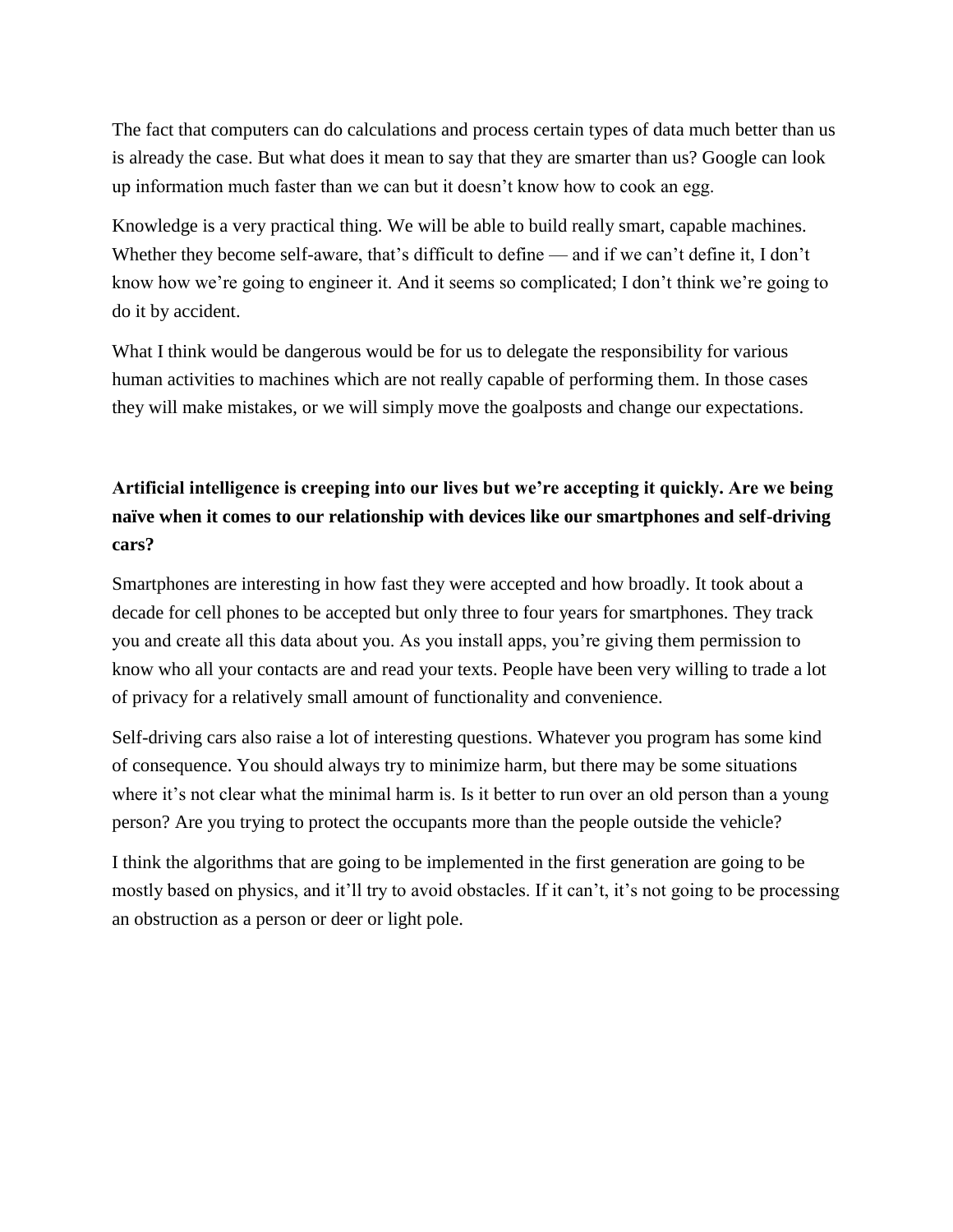The fact that computers can do calculations and process certain types of data much better than us is already the case. But what does it mean to say that they are smarter than us? Google can look up information much faster than we can but it doesn't know how to cook an egg.

Knowledge is a very practical thing. We will be able to build really smart, capable machines. Whether they become self-aware, that's difficult to define — and if we can't define it, I don't know how we're going to engineer it. And it seems so complicated; I don't think we're going to do it by accident.

What I think would be dangerous would be for us to delegate the responsibility for various human activities to machines which are not really capable of performing them. In those cases they will make mistakes, or we will simply move the goalposts and change our expectations.

**Artificial intelligence is creeping into our lives but we're accepting it quickly. Are we being naïve when it comes to our relationship with devices like our smartphones and self-driving cars?**

Smartphones are interesting in how fast they were accepted and how broadly. It took about a decade for cell phones to be accepted but only three to four years for smartphones. They track you and create all this data about you. As you install apps, you're giving them permission to know who all your contacts are and read your texts. People have been very willing to trade a lot of privacy for a relatively small amount of functionality and convenience.

Self-driving cars also raise a lot of interesting questions. Whatever you program has some kind of consequence. You should always try to minimize harm, but there may be some situations where it's not clear what the minimal harm is. Is it better to run over an old person than a young person? Are you trying to protect the occupants more than the people outside the vehicle?

I think the algorithms that are going to be implemented in the first generation are going to be mostly based on physics, and it'll try to avoid obstacles. If it can't, it's not going to be processing an obstruction as a person or deer or light pole.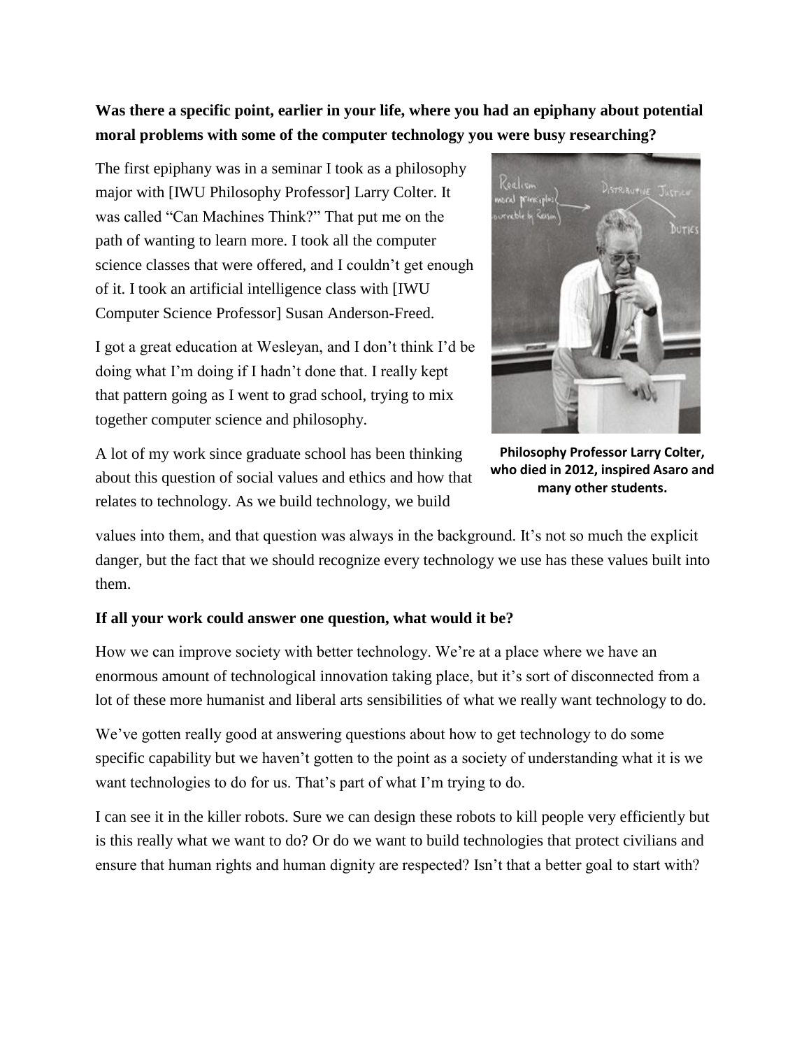**Was there a specific point, earlier in your life, where you had an epiphany about potential moral problems with some of the computer technology you were busy researching?**

The first epiphany was in a seminar I took as a philosophy major with [IWU Philosophy Professor] Larry Colter. It was called "Can Machines Think?" That put me on the path of wanting to learn more. I took all the computer science classes that were offered, and I couldn't get enough of it. I took an artificial intelligence class with [IWU Computer Science Professor] Susan Anderson-Freed.

I got a great education at Wesleyan, and I don't think I'd be doing what I'm doing if I hadn't done that. I really kept that pattern going as I went to grad school, trying to mix together computer science and philosophy.

A lot of my work since graduate school has been thinking about this question of social values and ethics and how that relates to technology. As we build technology, we build values into them, and that question was always in the background. It's not so much the explicit danger, but the fact that we should recognize every technology we use has these values built into them.

**Philosophy Professor Larry Colter, who died in 2012, inspired Asaro and many other students.**

**If all your work could answer one question, what would it be?**

How we can improve society with better technology. We're at a place where we have an enormous amount of technological innovation taking place, but it's sort of disconnected from a lot of these more humanist and liberal arts sensibilities of what we really want technology to do.

We've gotten really good at answering questions about how to get technology to do some specific capability but we haven't gotten to the point as a society of understanding what it is we want technologies to do for us. That's part of what I'm trying to do.

I can see it in the killer robots. Sure we can design these robots to kill people very efficiently but is this really what we want to do? Or do we want to build technologies that protect civilians and ensure that human rights and human dignity are respected? Isn't that a better goal to start with?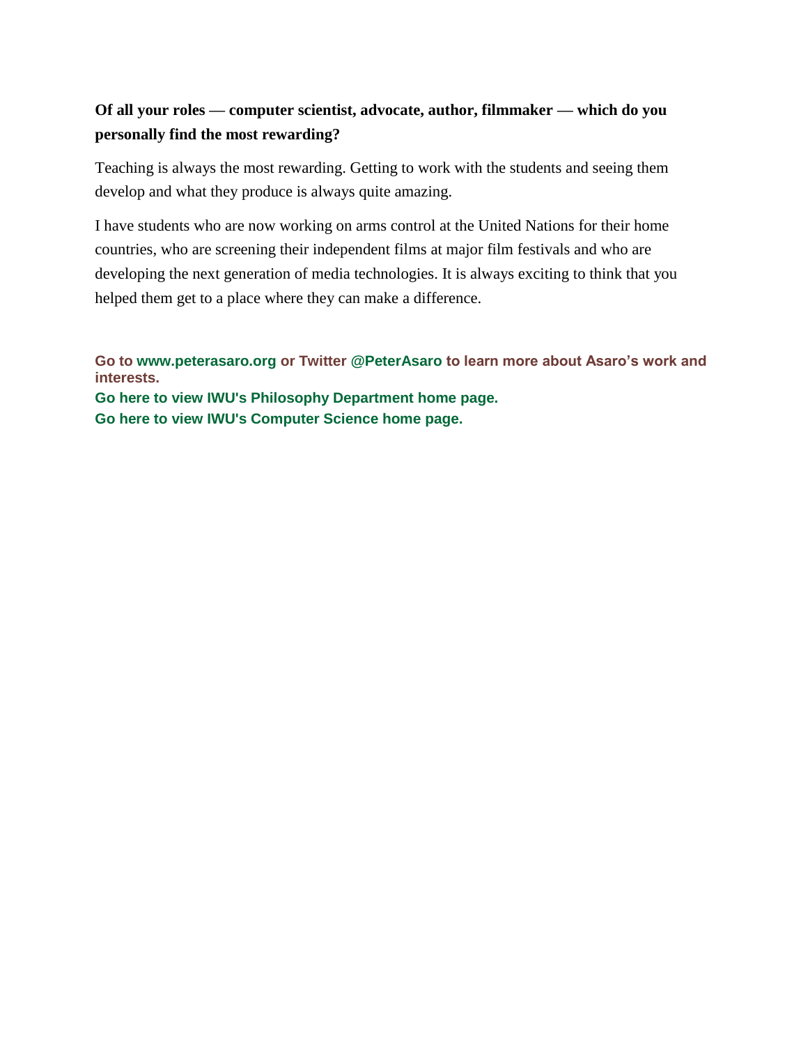**Of all your roles — computer scientist, advocate, author, filmmaker — which do you personally find the most rewarding?**

Teaching is always the most rewarding. Getting to work with the students and seeing them develop and what they produce is always quite amazing.

I have students who are now working on arms control at the United Nations for their home countries, who are screening their independent films at major film festivals and who are developing the next generation of media technologies. It is always exciting to think that you helped them get to a place where they can make a difference.

**Go to www.peterasaro.org or Twitter @PeterAsaro to learn more about Asaro's work and interests.**
**Go here to view IWU's Philosophy Department home page.**
**Go here to view IWU's Computer Science home page.**